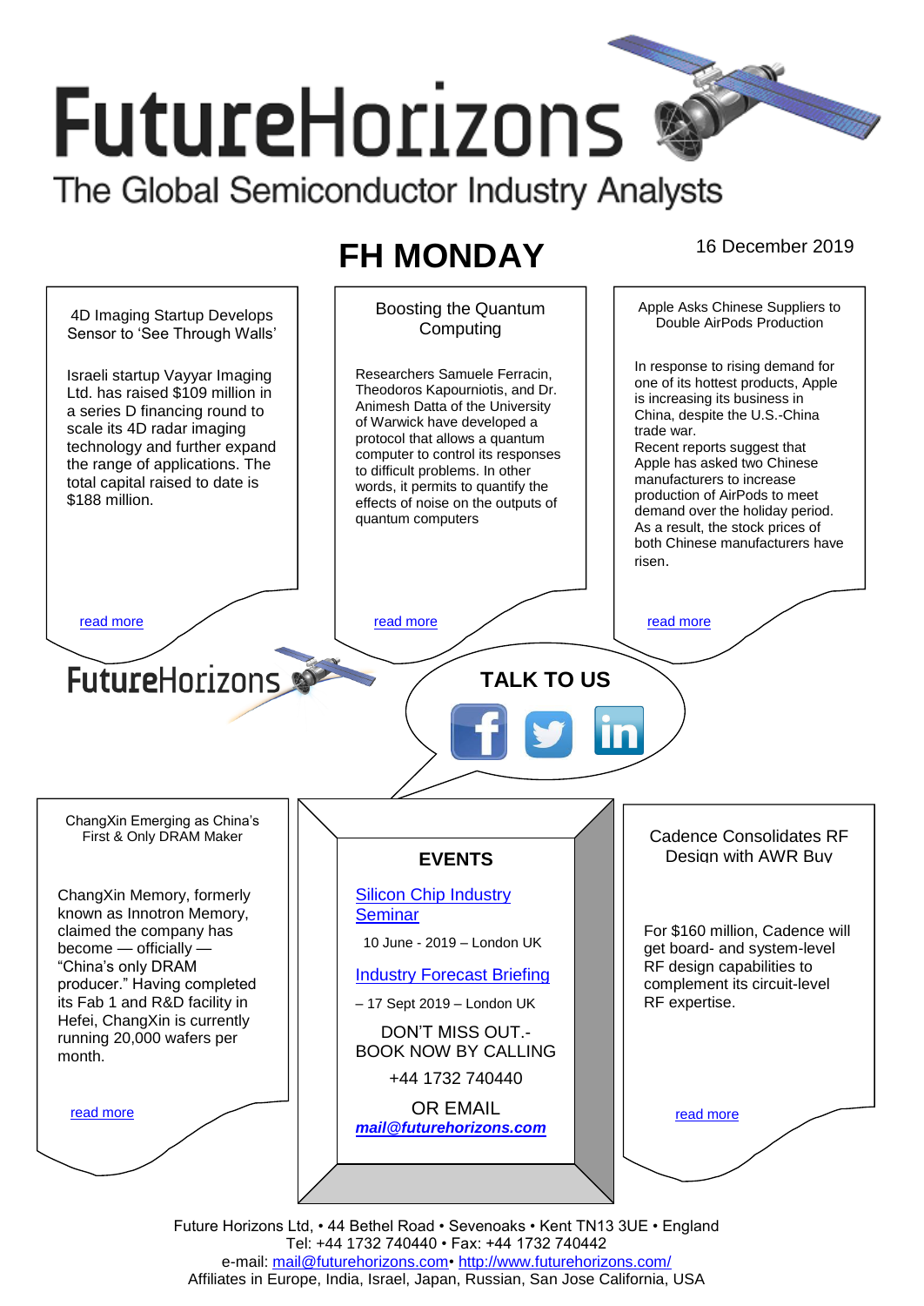# FutureHorizons

The Global Semiconductor Industry Analysts

## FH MONDAY

16 December 2019

### 4D Imaging Startup Develops Sensor to 'See Through Walls'

Israeli startup Vayyar Imaging Ltd. has raised $109 million in a series D financing round to scale its 4D radar imaging technology and further expand the range of applications. The total capital raised to date is $188 million.

read more

### Boosting the Quantum Computing

Researchers Samuele Ferracin, Theodoros Kapourniotis, and Dr. Animesh Datta of the University of Warwick have developed a protocol that allows a quantum computer to control its responses to difficult problems. In other words, it permits to quantify the effects of noise on the outputs of quantum computers

read more

### Apple Asks Chinese Suppliers to Double AirPods Production

In response to rising demand for one of its hottest products, Apple is increasing its business in China, despite the U.S.-China trade war.

Recent reports suggest that Apple has asked two Chinese manufacturers to increase production of AirPods to meet demand over the holiday period. As a result, the stock prices of both Chinese manufacturers have risen.

read more

FutureHorizons

**TALK TO US**

### ChangXin Emerging as China's First & Only DRAM Maker

ChangXin Memory, formerly known as Innotron Memory, claimed the company has become — officially — "China's only DRAM producer." Having completed its Fab 1 and R&D facility in Hefei, ChangXin is currently running 20,000 wafers per month.

read more

### EVENTS

Silicon Chip Industry Seminar

10 June - 2019 – London UK

Industry Forecast Briefing

– 17 Sept 2019 – London UK

DON'T MISS OUT.- BOOK NOW BY CALLING

+44 1732 740440

OR EMAIL

***mail@futurehorizons.com***

### Cadence Consolidates RF Design with AWR Buy

For $160 million, Cadence will get board- and system-level RF design capabilities to complement its circuit-level RF expertise.

read more

Future Horizons Ltd, • 44 Bethel Road • Sevenoaks • Kent TN13 3UE • England
Tel: +44 1732 740440 • Fax: +44 1732 740442
e-mail: mail@futurehorizons.com• http://www.futurehorizons.com/
Affiliates in Europe, India, Israel, Japan, Russian, San Jose California, USA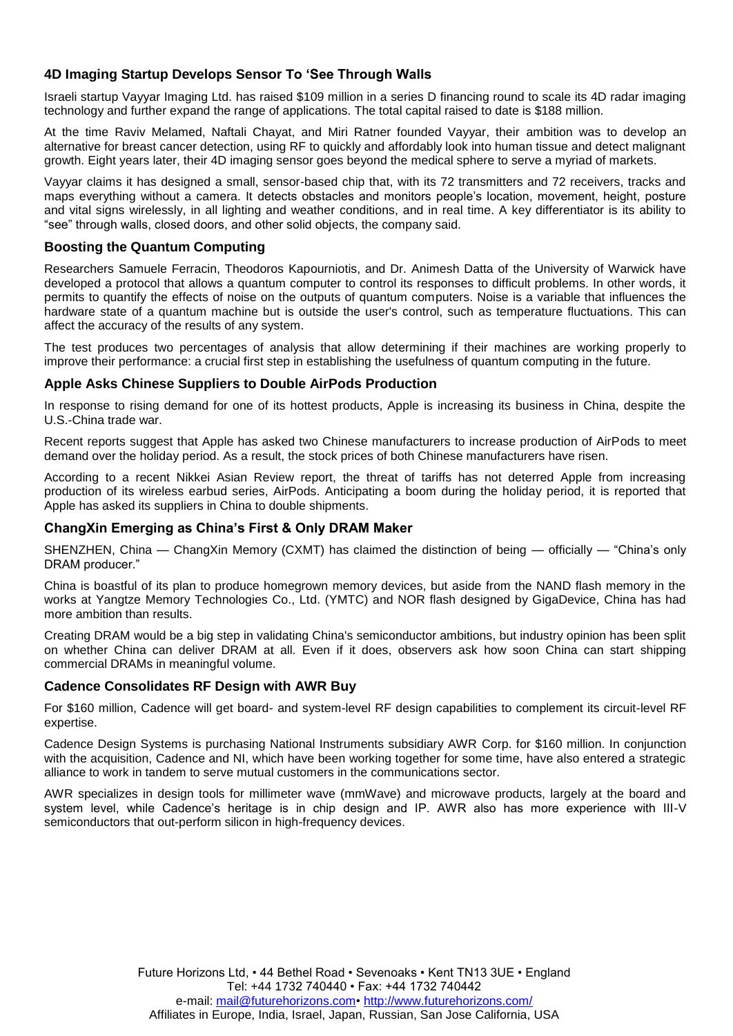### 4D Imaging Startup Develops Sensor To 'See Through Walls

Israeli startup Vayyar Imaging Ltd. has raised $109 million in a series D financing round to scale its 4D radar imaging technology and further expand the range of applications. The total capital raised to date is $188 million.

At the time Raviv Melamed, Naftali Chayat, and Miri Ratner founded Vayyar, their ambition was to develop an alternative for breast cancer detection, using RF to quickly and affordably look into human tissue and detect malignant growth. Eight years later, their 4D imaging sensor goes beyond the medical sphere to serve a myriad of markets.

Vayyar claims it has designed a small, sensor-based chip that, with its 72 transmitters and 72 receivers, tracks and maps everything without a camera. It detects obstacles and monitors people's location, movement, height, posture and vital signs wirelessly, in all lighting and weather conditions, and in real time. A key differentiator is its ability to "see" through walls, closed doors, and other solid objects, the company said.

### Boosting the Quantum Computing

Researchers Samuele Ferracin, Theodoros Kapourniotis, and Dr. Animesh Datta of the University of Warwick have developed a protocol that allows a quantum computer to control its responses to difficult problems. In other words, it permits to quantify the effects of noise on the outputs of quantum computers. Noise is a variable that influences the hardware state of a quantum machine but is outside the user's control, such as temperature fluctuations. This can affect the accuracy of the results of any system.

The test produces two percentages of analysis that allow determining if their machines are working properly to improve their performance: a crucial first step in establishing the usefulness of quantum computing in the future.

### Apple Asks Chinese Suppliers to Double AirPods Production

In response to rising demand for one of its hottest products, Apple is increasing its business in China, despite the U.S.-China trade war.

Recent reports suggest that Apple has asked two Chinese manufacturers to increase production of AirPods to meet demand over the holiday period. As a result, the stock prices of both Chinese manufacturers have risen.

According to a recent Nikkei Asian Review report, the threat of tariffs has not deterred Apple from increasing production of its wireless earbud series, AirPods. Anticipating a boom during the holiday period, it is reported that Apple has asked its suppliers in China to double shipments.

### ChangXin Emerging as China's First & Only DRAM Maker

SHENZHEN, China — ChangXin Memory (CXMT) has claimed the distinction of being — officially — "China's only DRAM producer."

China is boastful of its plan to produce homegrown memory devices, but aside from the NAND flash memory in the works at Yangtze Memory Technologies Co., Ltd. (YMTC) and NOR flash designed by GigaDevice, China has had more ambition than results.

Creating DRAM would be a big step in validating China's semiconductor ambitions, but industry opinion has been split on whether China can deliver DRAM at all. Even if it does, observers ask how soon China can start shipping commercial DRAMs in meaningful volume.

### Cadence Consolidates RF Design with AWR Buy

For $160 million, Cadence will get board- and system-level RF design capabilities to complement its circuit-level RF expertise.

Cadence Design Systems is purchasing National Instruments subsidiary AWR Corp. for $160 million. In conjunction with the acquisition, Cadence and NI, which have been working together for some time, have also entered a strategic alliance to work in tandem to serve mutual customers in the communications sector.

AWR specializes in design tools for millimeter wave (mmWave) and microwave products, largely at the board and system level, while Cadence's heritage is in chip design and IP. AWR also has more experience with III-V semiconductors that out-perform silicon in high-frequency devices.

Future Horizons Ltd, • 44 Bethel Road • Sevenoaks • Kent TN13 3UE • England
Tel: +44 1732 740440 • Fax: +44 1732 740442
e-mail: mail@futurehorizons.com• http://www.futurehorizons.com/
Affiliates in Europe, India, Israel, Japan, Russian, San Jose California, USA